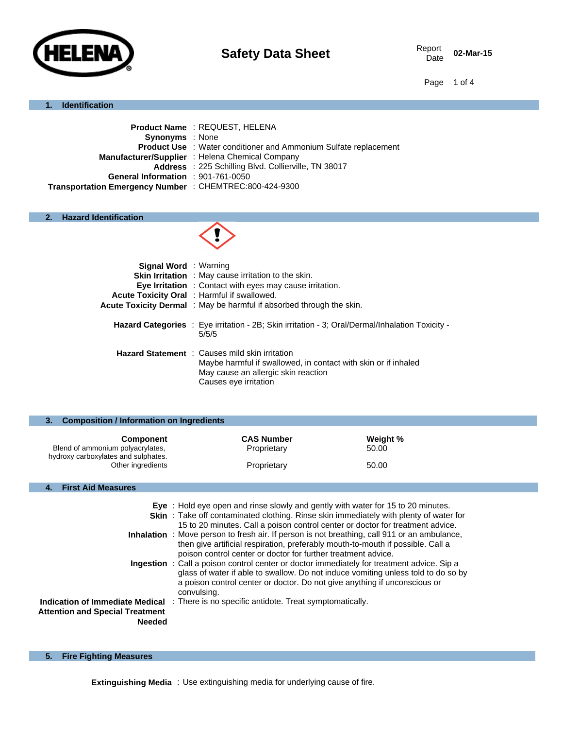# Safety Data Sheet

Report Date **02-Mar-15**

## 1. Identification

**Product Name** : REQUEST, HELENA
**Synonyms** : None
**Product Use** : Water conditioner and Ammonium Sulfate replacement
**Manufacturer/Supplier** : Helena Chemical Company
**Address** : 225 Schilling Blvd. Collierville, TN 38017
**General Information** : 901-761-0050
**Transportation Emergency Number** : CHEMTREC:800-424-9300

## 2. Hazard Identification

**Signal Word** : Warning
**Skin Irritation** : May cause irritation to the skin.
**Eye Irritation** : Contact with eyes may cause irritation.
**Acute Toxicity Oral** : Harmful if swallowed.
**Acute Toxicity Dermal** : May be harmful if absorbed through the skin.

**Hazard Categories** : Eye irritation - 2B; Skin irritation - 3; Oral/Dermal/Inhalation Toxicity - 5/5/5

**Hazard Statement** : Causes mild skin irritation
Maybe harmful if swallowed, in contact with skin or if inhaled
May cause an allergic skin reaction
Causes eye irritation

## 3. Composition / Information on Ingredients

| Component | CAS Number | Weight % |
|---|---|---|
| Blend of ammonium polyacrylates, hydroxy carboxylates and sulphates. | Proprietary | 50.00 |
| Other ingredients | Proprietary | 50.00 |

## 4. First Aid Measures

**Eye** : Hold eye open and rinse slowly and gently with water for 15 to 20 minutes.
**Skin** : Take off contaminated clothing. Rinse skin immediately with plenty of water for 15 to 20 minutes. Call a poison control center or doctor for treatment advice.
**Inhalation** : Move person to fresh air. If person is not breathing, call 911 or an ambulance, then give artificial respiration, preferably mouth-to-mouth if possible. Call a poison control center or doctor for further treatment advice.
**Ingestion** : Call a poison control center or doctor immediately for treatment advice. Sip a glass of water if able to swallow. Do not induce vomiting unless told to do so by a poison control center or doctor. Do not give anything if unconscious or convulsing.
**Indication of Immediate Medical Attention and Special Treatment Needed** : There is no specific antidote. Treat symptomatically.

## 5. Fire Fighting Measures

**Extinguishing Media** : Use extinguishing media for underlying cause of fire.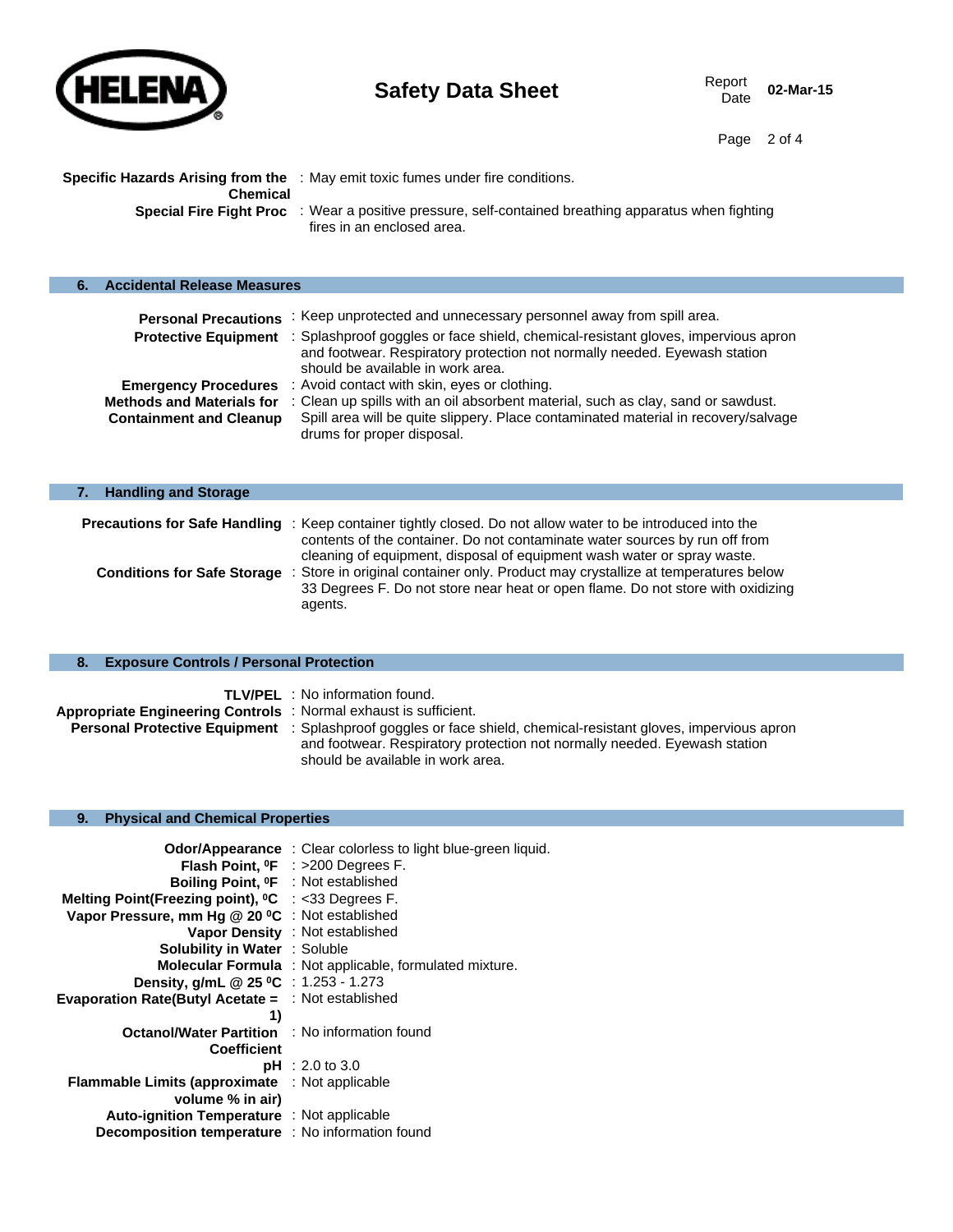**Specific Hazards Arising from the Chemical** : May emit toxic fumes under fire conditions.

**Special Fire Fight Proc** : Wear a positive pressure, self-contained breathing apparatus when fighting fires in an enclosed area.

## 6. Accidental Release Measures

**Personal Precautions** : Keep unprotected and unnecessary personnel away from spill area.

**Protective Equipment** : Splashproof goggles or face shield, chemical-resistant gloves, impervious apron and footwear. Respiratory protection not normally needed. Eyewash station should be available in work area.

**Emergency Procedures** : Avoid contact with skin, eyes or clothing.

**Methods and Materials for Containment and Cleanup** : Clean up spills with an oil absorbent material, such as clay, sand or sawdust. Spill area will be quite slippery. Place contaminated material in recovery/salvage drums for proper disposal.

## 7. Handling and Storage

**Precautions for Safe Handling** : Keep container tightly closed. Do not allow water to be introduced into the contents of the container. Do not contaminate water sources by run off from cleaning of equipment, disposal of equipment wash water or spray waste.

**Conditions for Safe Storage** : Store in original container only. Product may crystallize at temperatures below 33 Degrees F. Do not store near heat or open flame. Do not store with oxidizing agents.

## 8. Exposure Controls / Personal Protection

**TLV/PEL** : No information found.

**Appropriate Engineering Controls** : Normal exhaust is sufficient.

**Personal Protective Equipment** : Splashproof goggles or face shield, chemical-resistant gloves, impervious apron and footwear. Respiratory protection not normally needed. Eyewash station should be available in work area.

## 9. Physical and Chemical Properties

**Odor/Appearance** : Clear colorless to light blue-green liquid.

**Flash Point, $^0$F** : >200 Degrees F.

**Boiling Point, $^0$F** : Not established

**Melting Point(Freezing point), $^0$C** : <33 Degrees F.

**Vapor Pressure, mm Hg @ 20 $^0$C** : Not established

**Vapor Density** : Not established

**Solubility in Water** : Soluble

**Molecular Formula** : Not applicable, formulated mixture.

**Density, g/mL @ 25 $^0$C** : 1.253 - 1.273

**Evaporation Rate(Butyl Acetate = 1)** : Not established

**Octanol/Water Partition Coefficient** : No information found

**pH** : 2.0 to 3.0

**Flammable Limits (approximate volume % in air)** : Not applicable

**Auto-ignition Temperature** : Not applicable

**Decomposition temperature** : No information found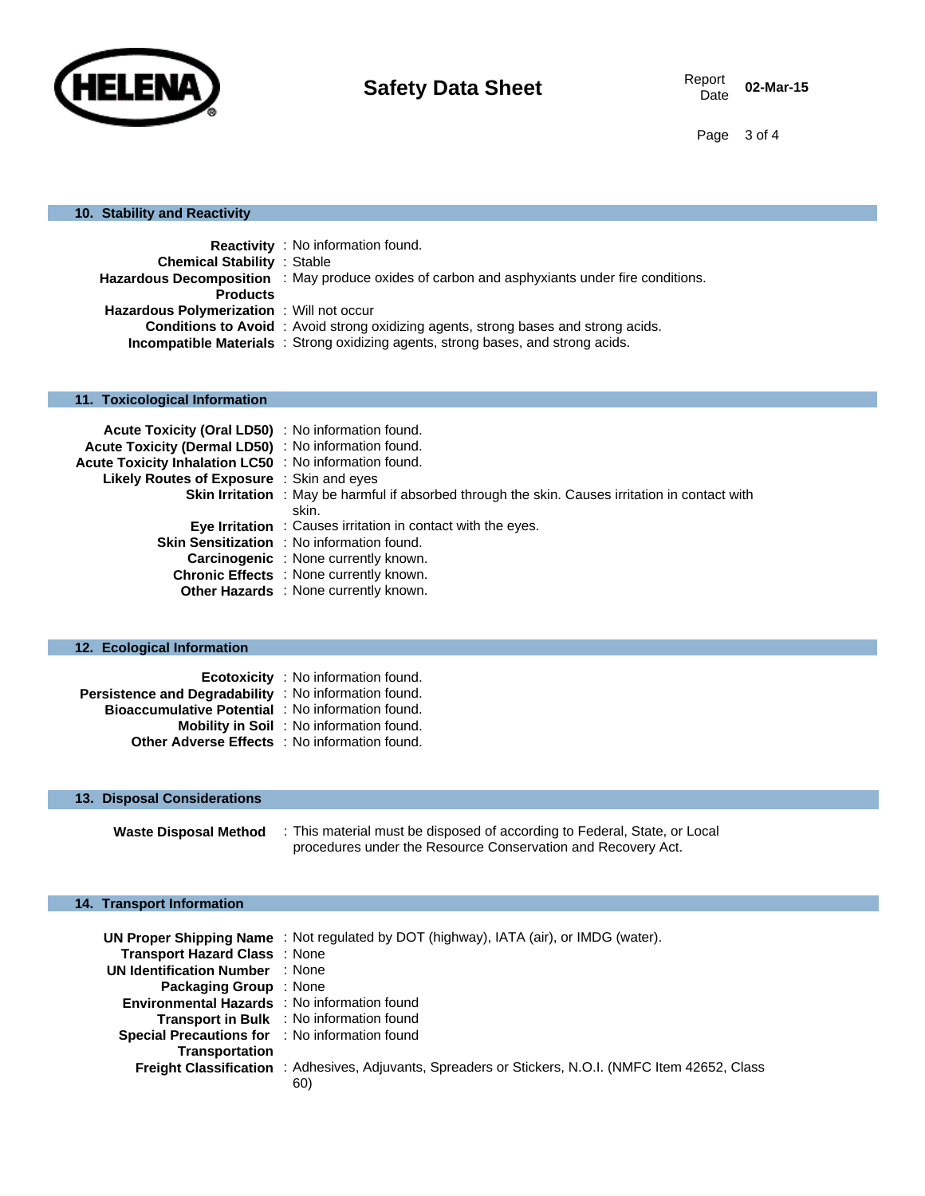## 10. Stability and Reactivity

**Reactivity** : No information found.
**Chemical Stability** : Stable
**Hazardous Decomposition Products** : May produce oxides of carbon and asphyxiants under fire conditions.
**Hazardous Polymerization** : Will not occur
**Conditions to Avoid** : Avoid strong oxidizing agents, strong bases and strong acids.
**Incompatible Materials** : Strong oxidizing agents, strong bases, and strong acids.

## 11. Toxicological Information

**Acute Toxicity (Oral LD50)** : No information found.
**Acute Toxicity (Dermal LD50)** : No information found.
**Acute Toxicity Inhalation LC50** : No information found.
**Likely Routes of Exposure** : Skin and eyes
**Skin Irritation** : May be harmful if absorbed through the skin. Causes irritation in contact with skin.
**Eye Irritation** : Causes irritation in contact with the eyes.
**Skin Sensitization** : No information found.
**Carcinogenic** : None currently known.
**Chronic Effects** : None currently known.
**Other Hazards** : None currently known.

## 12. Ecological Information

**Ecotoxicity** : No information found.
**Persistence and Degradability** : No information found.
**Bioaccumulative Potential** : No information found.
**Mobility in Soil** : No information found.
**Other Adverse Effects** : No information found.

## 13. Disposal Considerations

**Waste Disposal Method** : This material must be disposed of according to Federal, State, or Local procedures under the Resource Conservation and Recovery Act.

## 14. Transport Information

**UN Proper Shipping Name** : Not regulated by DOT (highway), IATA (air), or IMDG (water).
**Transport Hazard Class** : None
**UN Identification Number** : None
**Packaging Group** : None
**Environmental Hazards** : No information found
**Transport in Bulk** : No information found
**Special Precautions for Transportation** : No information found
**Freight Classification** : Adhesives, Adjuvants, Spreaders or Stickers, N.O.I. (NMFC Item 42652, Class 60)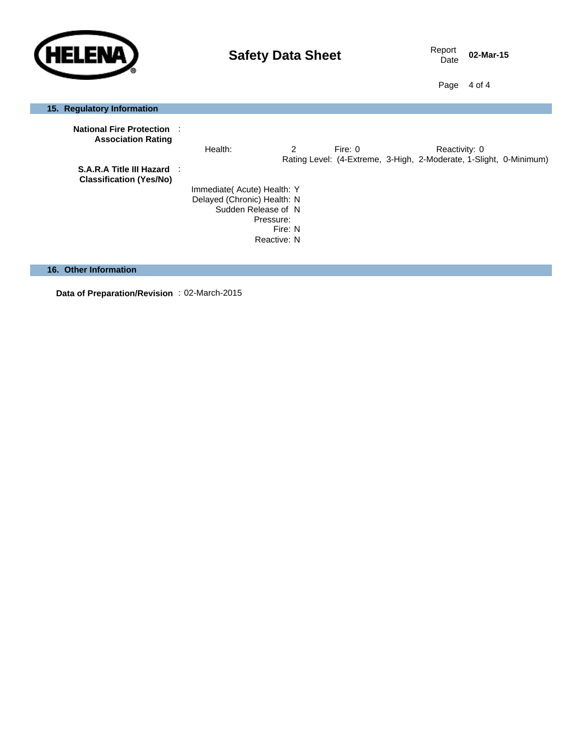## 15. Regulatory Information

**National Fire Protection Association Rating** :

Health: 2 Fire: 0 Reactivity: 0

Rating Level: (4-Extreme, 3-High, 2-Moderate, 1-Slight, 0-Minimum)

**S.A.R.A Title III Hazard Classification (Yes/No)** :

Immediate( Acute) Health: Y
Delayed (Chronic) Health: N
Sudden Release of Pressure: N
Fire: N
Reactive: N

## 16. Other Information

**Data of Preparation/Revision** : 02-March-2015